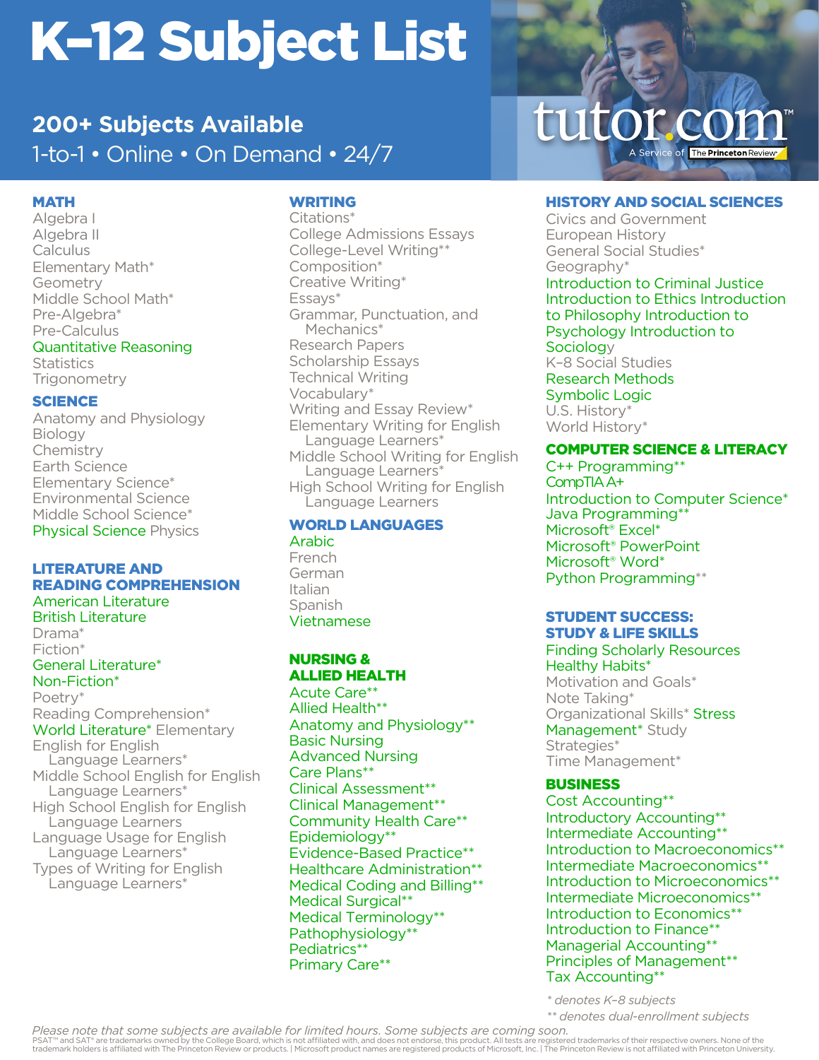# K–12 Subject List

## 200+ Subjects Available

1-to-1 • Online • On Demand • 24/7

tutor.com™ A Service of The Princeton Review

### MATH

- Algebra I
- Algebra II
- Calculus
- Elementary Math*
- Geometry
- Middle School Math*
- Pre-Algebra*
- Pre-Calculus
- Quantitative Reasoning
- Statistics
- Trigonometry

### SCIENCE

- Anatomy and Physiology
- Biology
- Chemistry
- Earth Science
- Elementary Science*
- Environmental Science
- Middle School Science*
- Physical Science
- Physics

### LITERATURE AND READING COMPREHENSION

- American Literature
- British Literature
- Drama*
- Fiction*
- General Literature*
- Non-Fiction*
- Poetry*
- Reading Comprehension*
- World Literature*
- Elementary English for English Language Learners*
- Middle School English for English Language Learners*
- High School English for English Language Learners
- Language Usage for English Language Learners*
- Types of Writing for English Language Learners*

### WRITING

- Citations*
- College Admissions Essays
- College-Level Writing**
- Composition*
- Creative Writing*
- Essays*
- Grammar, Punctuation, and Mechanics*
- Research Papers
- Scholarship Essays
- Technical Writing
- Vocabulary*
- Writing and Essay Review*
- Elementary Writing for English Language Learners*
- Middle School Writing for English Language Learners*
- High School Writing for English Language Learners

### WORLD LANGUAGES

- Arabic
- French
- German
- Italian
- Spanish
- Vietnamese

### NURSING & ALLIED HEALTH

- Acute Care**
- Allied Health**
- Anatomy and Physiology**
- Basic Nursing
- Advanced Nursing
- Care Plans**
- Clinical Assessment**
- Clinical Management**
- Community Health Care**
- Epidemiology**
- Evidence-Based Practice**
- Healthcare Administration**
- Medical Coding and Billing**
- Medical Surgical**
- Medical Terminology**
- Pathophysiology**
- Pediatrics**
- Primary Care**

### HISTORY AND SOCIAL SCIENCES

- Civics and Government
- European History
- General Social Studies*
- Geography*
- Introduction to Criminal Justice
- Introduction to Ethics
- Introduction to Philosophy
- Introduction to Psychology
- Introduction to Sociology
- K–8 Social Studies
- Research Methods
- Symbolic Logic
- U.S. History*
- World History*

### COMPUTER SCIENCE & LITERACY

- C++ Programming**
- CompTIA A+
- Introduction to Computer Science*
- Java Programming**
- Microsoft® Excel*
- Microsoft® PowerPoint
- Microsoft® Word*
- Python Programming**

### STUDENT SUCCESS: STUDY & LIFE SKILLS

- Finding Scholarly Resources
- Healthy Habits*
- Motivation and Goals*
- Note Taking*
- Organizational Skills*
- Stress Management*
- Study Strategies*
- Time Management*

### BUSINESS

- Cost Accounting**
- Introductory Accounting**
- Intermediate Accounting**
- Introduction to Macroeconomics**
- Intermediate Macroeconomics**
- Introduction to Microeconomics**
- Intermediate Microeconomics**
- Introduction to Economics**
- Introduction to Finance**
- Managerial Accounting**
- Principles of Management**
- Tax Accounting**

*\* denotes K–8 subjects*

*\*\* denotes dual-enrollment subjects*

*Please note that some subjects are available for limited hours. Some subjects are coming soon.*

PSAT™ and SAT® are trademarks owned by the College Board, which is not affiliated with, and does not endorse, this product. All tests are registered trademarks of their respective owners. None of the trademark holders is affiliated with The Princeton Review or products. | Microsoft product names are registered products of Microsoft, Inc. | The Princeton Review is not affiliated with Princeton University.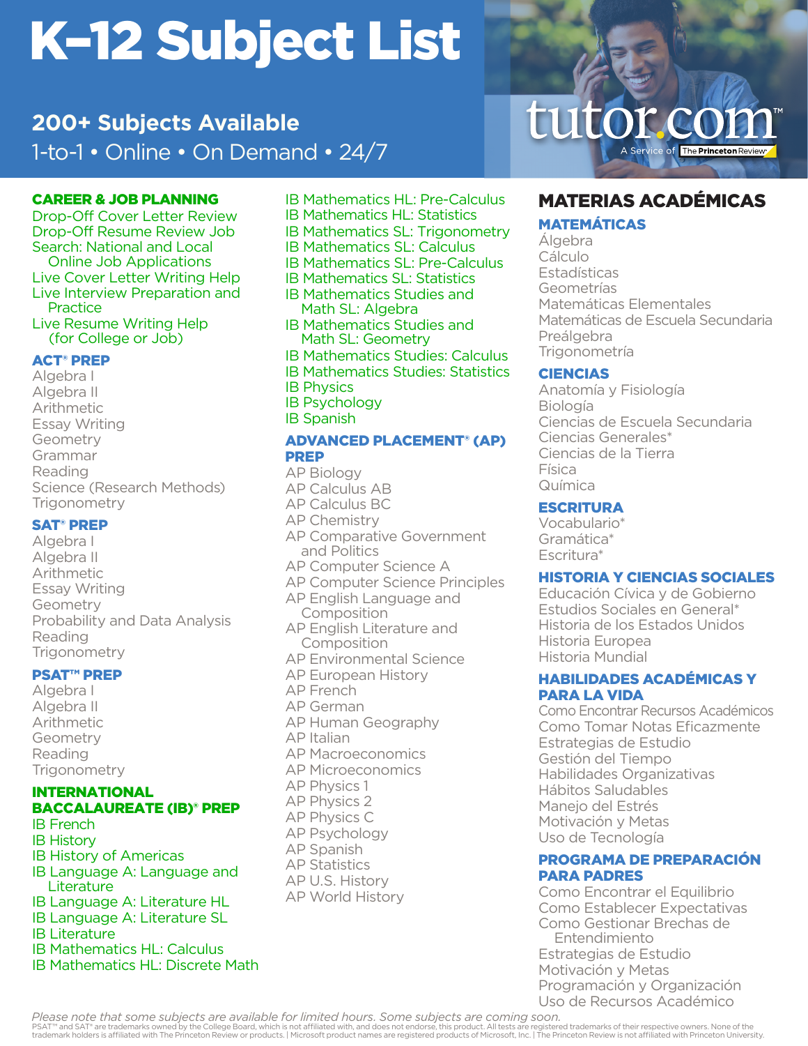# K–12 Subject List

## 200+ Subjects Available

1-to-1 • Online • On Demand • 24/7

tutor.com™ A Service of The Princeton Review

### CAREER & JOB PLANNING

Drop-Off Cover Letter Review
Drop-Off Resume Review Job
Search: National and Local Online Job Applications
Live Cover Letter Writing Help
Live Interview Preparation and Practice
Live Resume Writing Help (for College or Job)

### ACT® PREP

Algebra I
Algebra II
Arithmetic
Essay Writing
Geometry
Grammar
Reading
Science (Research Methods)
Trigonometry

### SAT® PREP

Algebra I
Algebra II
Arithmetic
Essay Writing
Geometry
Probability and Data Analysis
Reading
Trigonometry

### PSAT™ PREP

Algebra I
Algebra II
Arithmetic
Geometry
Reading
Trigonometry

### INTERNATIONAL BACCALAUREATE (IB)® PREP

IB French
IB History
IB History of Americas
IB Language A: Language and Literature
IB Language A: Literature HL
IB Language A: Literature SL
IB Literature
IB Mathematics HL: Calculus
IB Mathematics HL: Discrete Math
IB Mathematics HL: Pre-Calculus
IB Mathematics HL: Statistics
IB Mathematics SL: Trigonometry
IB Mathematics SL: Calculus
IB Mathematics SL: Pre-Calculus
IB Mathematics SL: Statistics
IB Mathematics Studies and Math SL: Algebra
IB Mathematics Studies and Math SL: Geometry
IB Mathematics Studies: Calculus
IB Mathematics Studies: Statistics
IB Physics
IB Psychology
IB Spanish

### ADVANCED PLACEMENT® (AP) PREP

AP Biology
AP Calculus AB
AP Calculus BC
AP Chemistry
AP Comparative Government and Politics
AP Computer Science A
AP Computer Science Principles
AP English Language and Composition
AP English Literature and Composition
AP Environmental Science
AP European History
AP French
AP German
AP Human Geography
AP Italian
AP Macroeconomics
AP Microeconomics
AP Physics 1
AP Physics 2
AP Physics C
AP Psychology
AP Spanish
AP Statistics
AP U.S. History
AP World History

## MATERIAS ACADÉMICAS

### MATEMÁTICAS

Álgebra
Cálculo
Estadísticas
Geometrías
Matemáticas Elementales
Matemáticas de Escuela Secundaria
Preálgebra
Trigonometría

### CIENCIAS

Anatomía y Fisiología
Biología
Ciencias de Escuela Secundaria
Ciencias Generales*
Ciencias de la Tierra
Física
Química

### ESCRITURA

Vocabulario*
Gramática*
Escritura*

### HISTORIA Y CIENCIAS SOCIALES

Educación Cívica y de Gobierno
Estudios Sociales en General*
Historia de los Estados Unidos
Historia Europea
Historia Mundial

### HABILIDADES ACADÉMICAS Y PARA LA VIDA

Como Encontrar Recursos Académicos
Como Tomar Notas Eficazmente
Estrategias de Estudio
Gestión del Tiempo
Habilidades Organizativas
Hábitos Saludables
Manejo del Estrés
Motivación y Metas
Uso de Tecnología

### PROGRAMA DE PREPARACIÓN PARA PADRES

Como Encontrar el Equilibrio
Como Establecer Expectativas
Como Gestionar Brechas de Entendimiento
Estrategias de Estudio
Motivación y Metas
Programación y Organización
Uso de Recursos Académico

*Please note that some subjects are available for limited hours. Some subjects are coming soon.*

PSAT™ and SAT® are trademarks owned by the College Board, which is not affiliated with, and does not endorse, this product. All tests are registered trademarks of their respective owners. None of the trademark holders is affiliated with The Princeton Review or products. | Microsoft product names are registered products of Microsoft, Inc. | The Princeton Review is not affiliated with Princeton University.